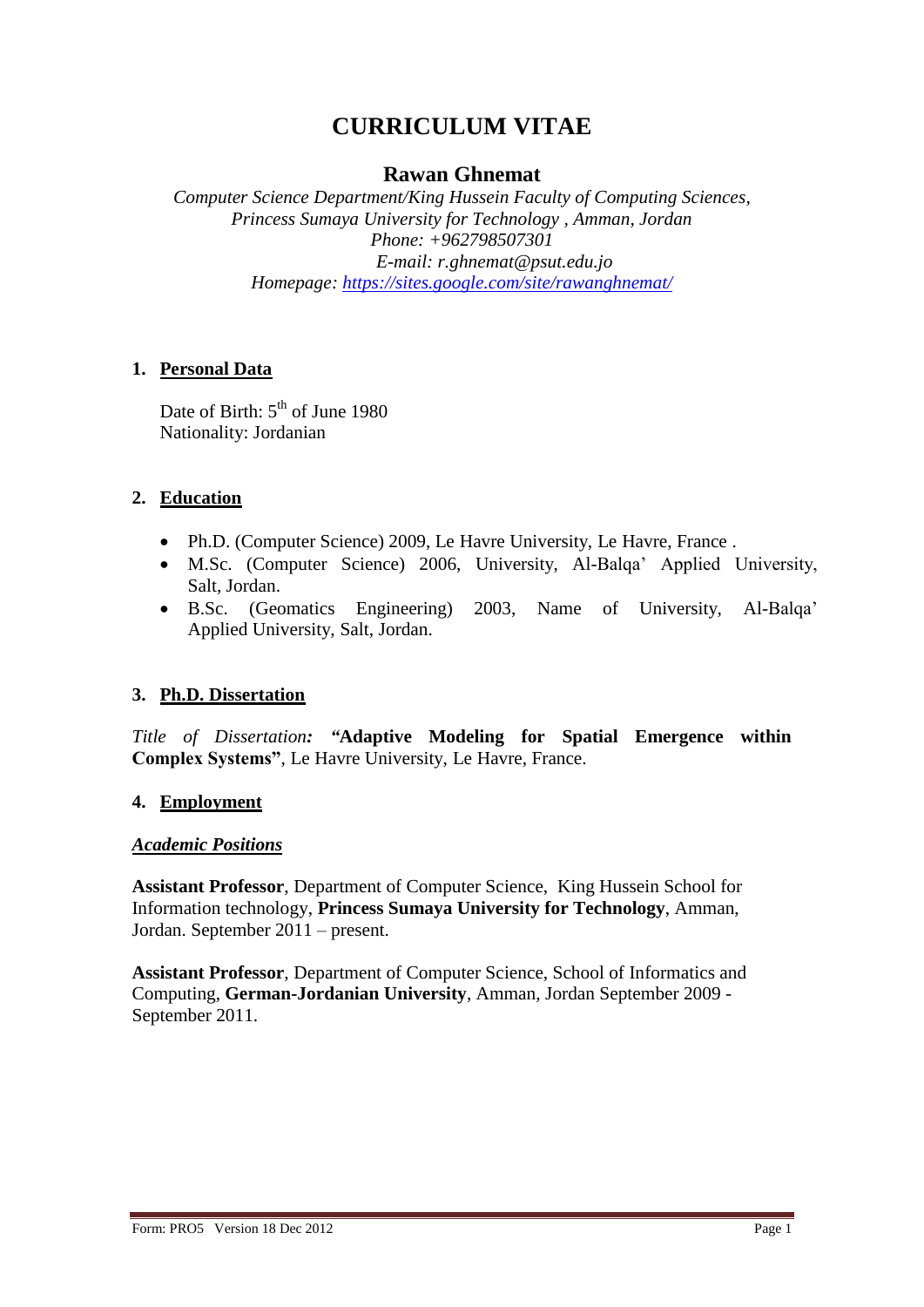# CURRICULUM VITAE

## Rawan Ghnemat

*Computer Science Department/King Hussein Faculty of Computing Sciences,*
*Princess Sumaya University for Technology , Amman, Jordan*
*Phone: +962798507301*
*E-mail: r.ghnemat@psut.edu.jo*
*Homepage: https://sites.google.com/site/rawanghnemat/*

### 1. Personal Data

Date of Birth: 5th of June 1980
Nationality: Jordanian

### 2. Education

- Ph.D. (Computer Science) 2009, Le Havre University, Le Havre, France .
- M.Sc. (Computer Science) 2006, University, Al-Balqa' Applied University, Salt, Jordan.
- B.Sc. (Geomatics Engineering) 2003, Name of University, Al-Balqa' Applied University, Salt, Jordan.

### 3. Ph.D. Dissertation

*Title of Dissertation:* **"Adaptive Modeling for Spatial Emergence within Complex Systems"**, Le Havre University, Le Havre, France.

### 4. Employment

***Academic Positions***

**Assistant Professor**, Department of Computer Science, King Hussein School for Information technology, **Princess Sumaya University for Technology**, Amman, Jordan. September 2011 – present.

**Assistant Professor**, Department of Computer Science, School of Informatics and Computing, **German-Jordanian University**, Amman, Jordan September 2009 - September 2011.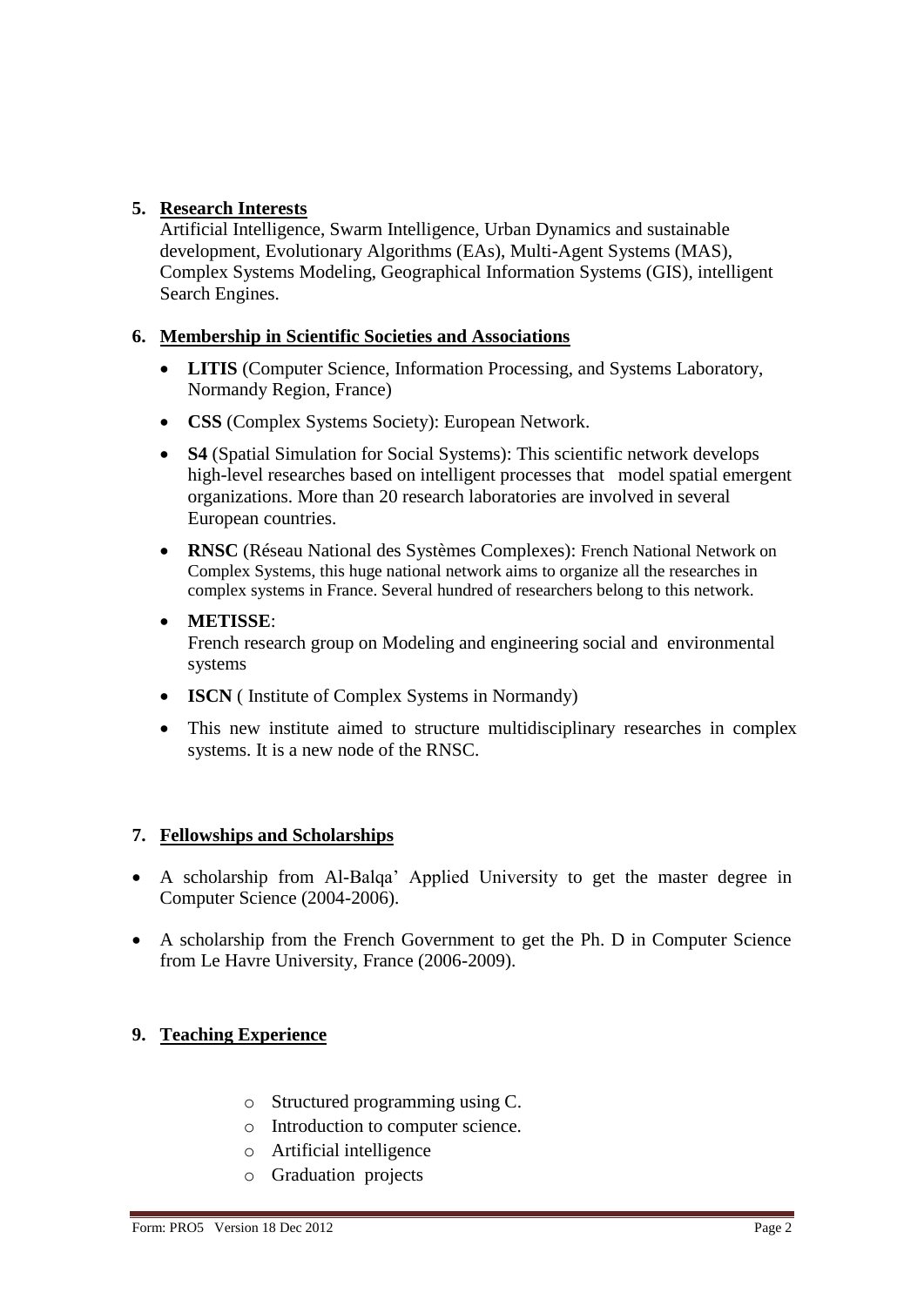## 5. Research Interests

Artificial Intelligence, Swarm Intelligence, Urban Dynamics and sustainable development, Evolutionary Algorithms (EAs), Multi-Agent Systems (MAS), Complex Systems Modeling, Geographical Information Systems (GIS), intelligent Search Engines.

## 6. Membership in Scientific Societies and Associations

- **LITIS** (Computer Science, Information Processing, and Systems Laboratory, Normandy Region, France)
- **CSS** (Complex Systems Society): European Network.
- **S4** (Spatial Simulation for Social Systems): This scientific network develops high-level researches based on intelligent processes that model spatial emergent organizations. More than 20 research laboratories are involved in several European countries.
- **RNSC** (Réseau National des Systèmes Complexes): French National Network on Complex Systems, this huge national network aims to organize all the researches in complex systems in France. Several hundred of researchers belong to this network.
- **METISSE**:
  French research group on Modeling and engineering social and environmental systems
- **ISCN** ( Institute of Complex Systems in Normandy)
- This new institute aimed to structure multidisciplinary researches in complex systems. It is a new node of the RNSC.

## 7. Fellowships and Scholarships

- A scholarship from Al-Balqa' Applied University to get the master degree in Computer Science (2004-2006).
- A scholarship from the French Government to get the Ph. D in Computer Science from Le Havre University, France (2006-2009).

## 9. Teaching Experience

- Structured programming using C.
- Introduction to computer science.
- Artificial intelligence
- Graduation projects

Form: PRO5 Version 18 Dec 2012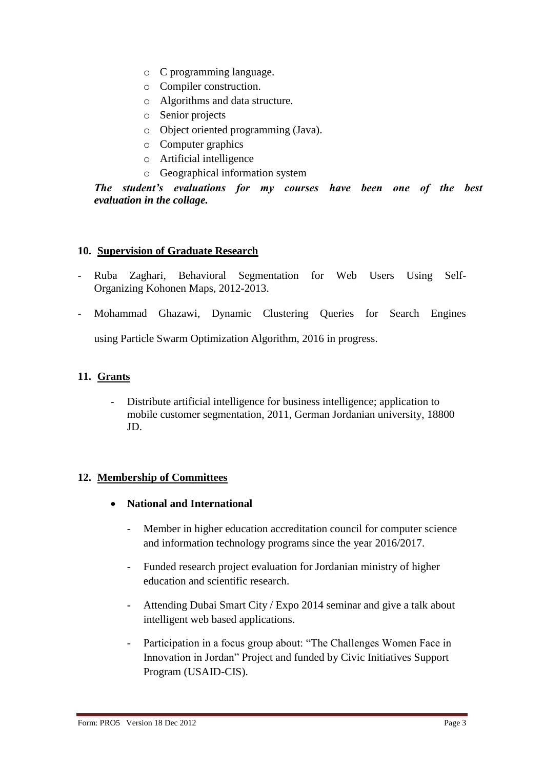- C programming language.
- Compiler construction.
- Algorithms and data structure.
- Senior projects
- Object oriented programming (Java).
- Computer graphics
- Artificial intelligence
- Geographical information system

***The student's evaluations for my courses have been one of the best evaluation in the collage.***

## 10. Supervision of Graduate Research

- Ruba Zaghari, Behavioral Segmentation for Web Users Using Self-Organizing Kohonen Maps, 2012-2013.
- Mohammad Ghazawi, Dynamic Clustering Queries for Search Engines using Particle Swarm Optimization Algorithm, 2016 in progress.

## 11. Grants

- Distribute artificial intelligence for business intelligence; application to mobile customer segmentation, 2011, German Jordanian university, 18800 JD.

## 12. Membership of Committees

- **National and International**
  - Member in higher education accreditation council for computer science and information technology programs since the year 2016/2017.
  - Funded research project evaluation for Jordanian ministry of higher education and scientific research.
  - Attending Dubai Smart City / Expo 2014 seminar and give a talk about intelligent web based applications.
  - Participation in a focus group about: "The Challenges Women Face in Innovation in Jordan" Project and funded by Civic Initiatives Support Program (USAID-CIS).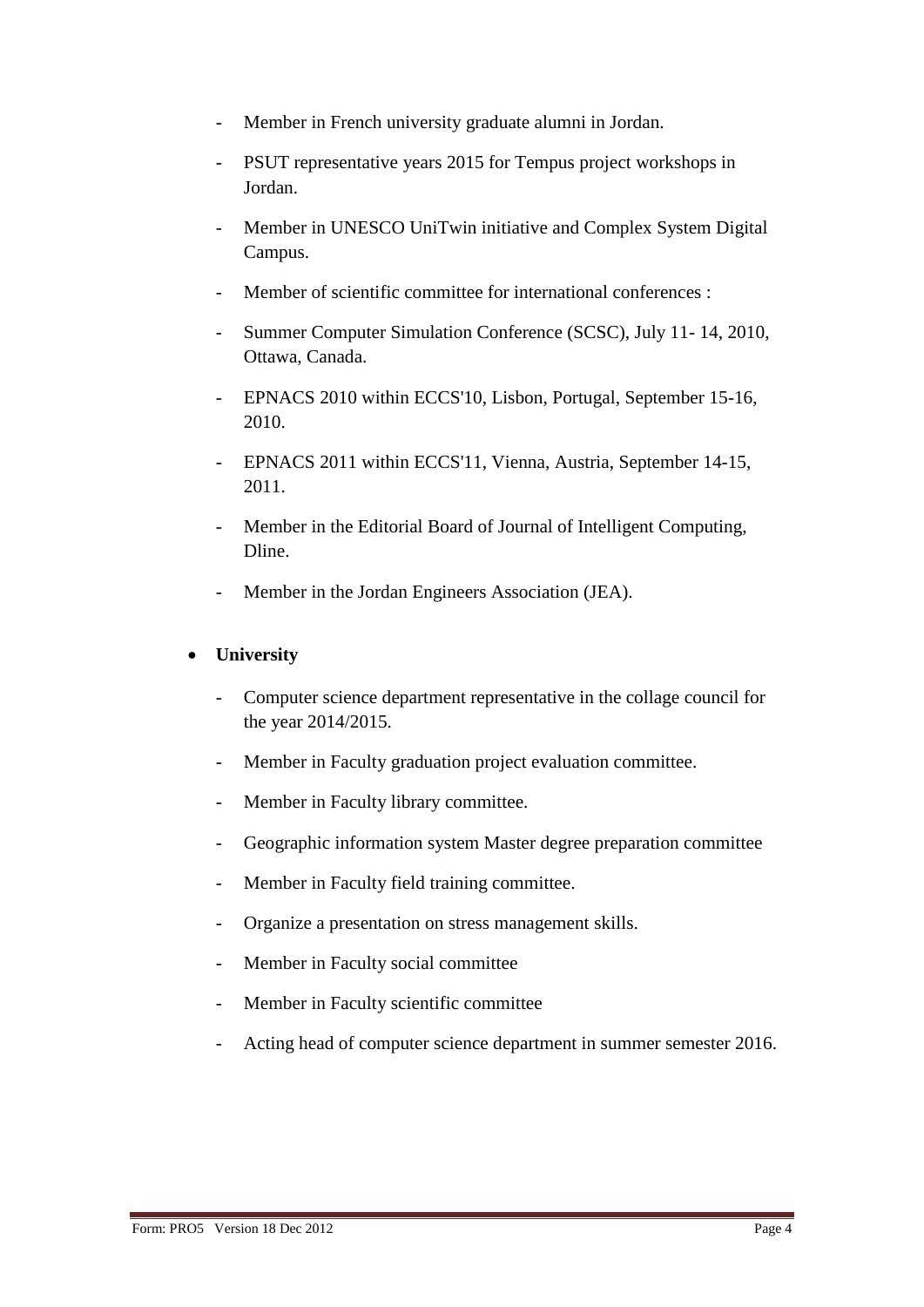- Member in French university graduate alumni in Jordan.
- PSUT representative years 2015 for Tempus project workshops in Jordan.
- Member in UNESCO UniTwin initiative and Complex System Digital Campus.
- Member of scientific committee for international conferences :
- Summer Computer Simulation Conference (SCSC), July 11- 14, 2010, Ottawa, Canada.
- EPNACS 2010 within ECCS'10, Lisbon, Portugal, September 15-16, 2010.
- EPNACS 2011 within ECCS'11, Vienna, Austria, September 14-15, 2011.
- Member in the Editorial Board of Journal of Intelligent Computing, Dline.
- Member in the Jordan Engineers Association (JEA).

- **University**
  - Computer science department representative in the collage council for the year 2014/2015.
  - Member in Faculty graduation project evaluation committee.
  - Member in Faculty library committee.
  - Geographic information system Master degree preparation committee
  - Member in Faculty field training committee.
  - Organize a presentation on stress management skills.
  - Member in Faculty social committee
  - Member in Faculty scientific committee
  - Acting head of computer science department in summer semester 2016.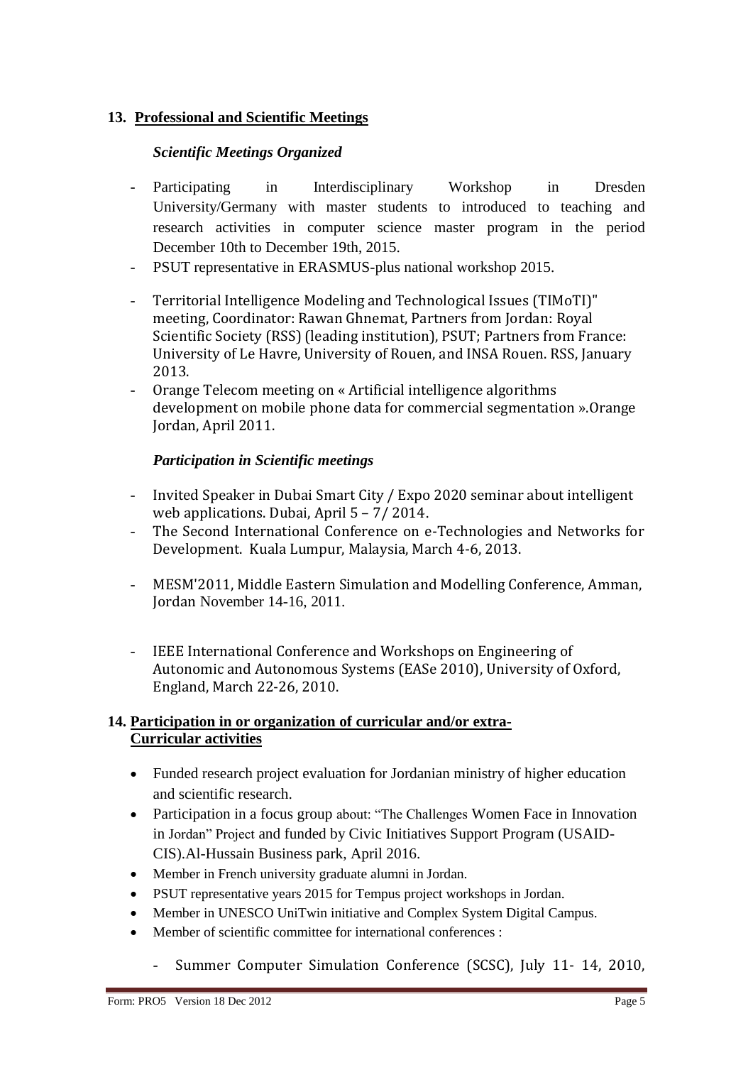## 13. Professional and Scientific Meetings

### *Scientific Meetings Organized*

- Participating in Interdisciplinary Workshop in Dresden University/Germany with master students to introduced to teaching and research activities in computer science master program in the period December 10th to December 19th, 2015.
- PSUT representative in ERASMUS-plus national workshop 2015.
- Territorial Intelligence Modeling and Technological Issues (TIMoTI)" meeting, Coordinator: Rawan Ghnemat, Partners from Jordan: Royal Scientific Society (RSS) (leading institution), PSUT; Partners from France: University of Le Havre, University of Rouen, and INSA Rouen. RSS, January 2013.
- Orange Telecom meeting on « Artificial intelligence algorithms development on mobile phone data for commercial segmentation ».Orange Jordan, April 2011.

### *Participation in Scientific meetings*

- Invited Speaker in Dubai Smart City / Expo 2020 seminar about intelligent web applications. Dubai, April 5 – 7/ 2014.
- The Second International Conference on e-Technologies and Networks for Development. Kuala Lumpur, Malaysia, March 4-6, 2013.
- MESM'2011, Middle Eastern Simulation and Modelling Conference, Amman, Jordan November 14-16, 2011.
- IEEE International Conference and Workshops on Engineering of Autonomic and Autonomous Systems (EASe 2010), University of Oxford, England, March 22-26, 2010.

## 14. Participation in or organization of curricular and/or extra-Curricular activities

- Funded research project evaluation for Jordanian ministry of higher education and scientific research.
- Participation in a focus group about: "The Challenges Women Face in Innovation in Jordan" Project and funded by Civic Initiatives Support Program (USAID-CIS).Al-Hussain Business park, April 2016.
- Member in French university graduate alumni in Jordan.
- PSUT representative years 2015 for Tempus project workshops in Jordan.
- Member in UNESCO UniTwin initiative and Complex System Digital Campus.
- Member of scientific committee for international conferences :
  - Summer Computer Simulation Conference (SCSC), July 11- 14, 2010,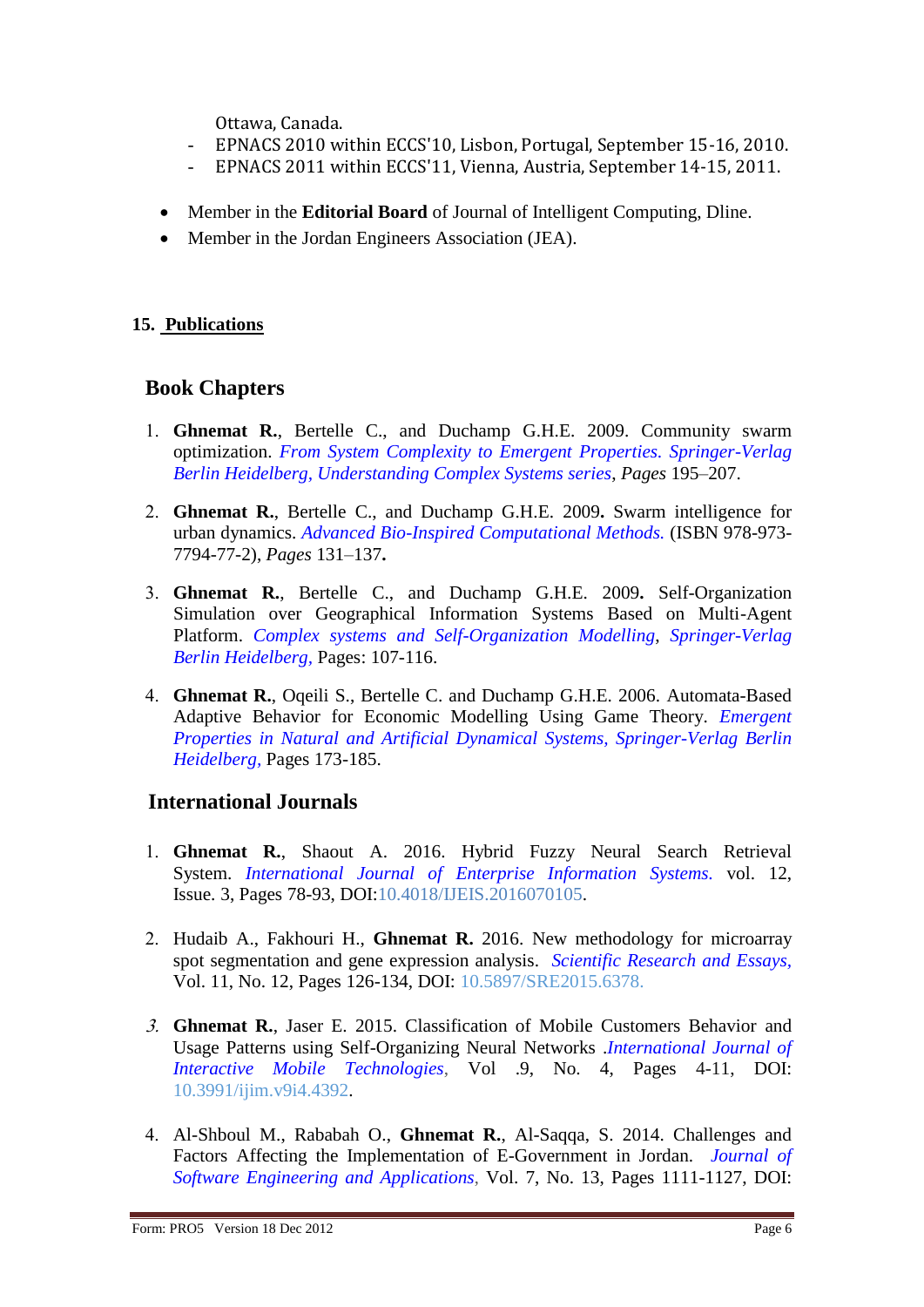Ottawa, Canada.

- EPNACS 2010 within ECCS'10, Lisbon, Portugal, September 15-16, 2010.
- EPNACS 2011 within ECCS'11, Vienna, Austria, September 14-15, 2011.

- Member in the **Editorial Board** of Journal of Intelligent Computing, Dline.
- Member in the Jordan Engineers Association (JEA).

## 15. Publications

### Book Chapters

1. **Ghnemat R.**, Bertelle C., and Duchamp G.H.E. 2009. Community swarm optimization. *From System Complexity to Emergent Properties. Springer-Verlag Berlin Heidelberg, Understanding Complex Systems series*, *Pages* 195–207.

2. **Ghnemat R.**, Bertelle C., and Duchamp G.H.E. 2009**.** Swarm intelligence for urban dynamics. *Advanced Bio-Inspired Computational Methods.* (ISBN 978-973-7794-77-2), *Pages* 131–137**.**

3. **Ghnemat R.**, Bertelle C., and Duchamp G.H.E. 2009**.** Self-Organization Simulation over Geographical Information Systems Based on Multi-Agent Platform. *Complex systems and Self-Organization Modelling*, *Springer-Verlag Berlin Heidelberg,* Pages: 107-116.

4. **Ghnemat R.**, Oqeili S., Bertelle C. and Duchamp G.H.E. 2006. Automata-Based Adaptive Behavior for Economic Modelling Using Game Theory. *Emergent Properties in Natural and Artificial Dynamical Systems, Springer-Verlag Berlin Heidelberg,* Pages 173-185.

### International Journals

1. **Ghnemat R.**, Shaout A. 2016. Hybrid Fuzzy Neural Search Retrieval System. *International Journal of Enterprise Information Systems.* vol. 12, Issue. 3, Pages 78-93, DOI:10.4018/IJEIS.2016070105.

2. Hudaib A., Fakhouri H., **Ghnemat R.** 2016. New methodology for microarray spot segmentation and gene expression analysis. *Scientific Research and Essays,* Vol. 11, No. 12, Pages 126-134, DOI: 10.5897/SRE2015.6378.

3. **Ghnemat R.**, Jaser E. 2015. Classification of Mobile Customers Behavior and Usage Patterns using Self-Organizing Neural Networks .*International Journal of Interactive Mobile Technologies*, Vol .9, No. 4, Pages 4-11, DOI: 10.3991/ijim.v9i4.4392.

4. Al-Shboul M., Rababah O., **Ghnemat R.**, Al-Saqqa, S. 2014. Challenges and Factors Affecting the Implementation of E-Government in Jordan. *Journal of Software Engineering and Applications*, Vol. 7, No. 13, Pages 1111-1127, DOI: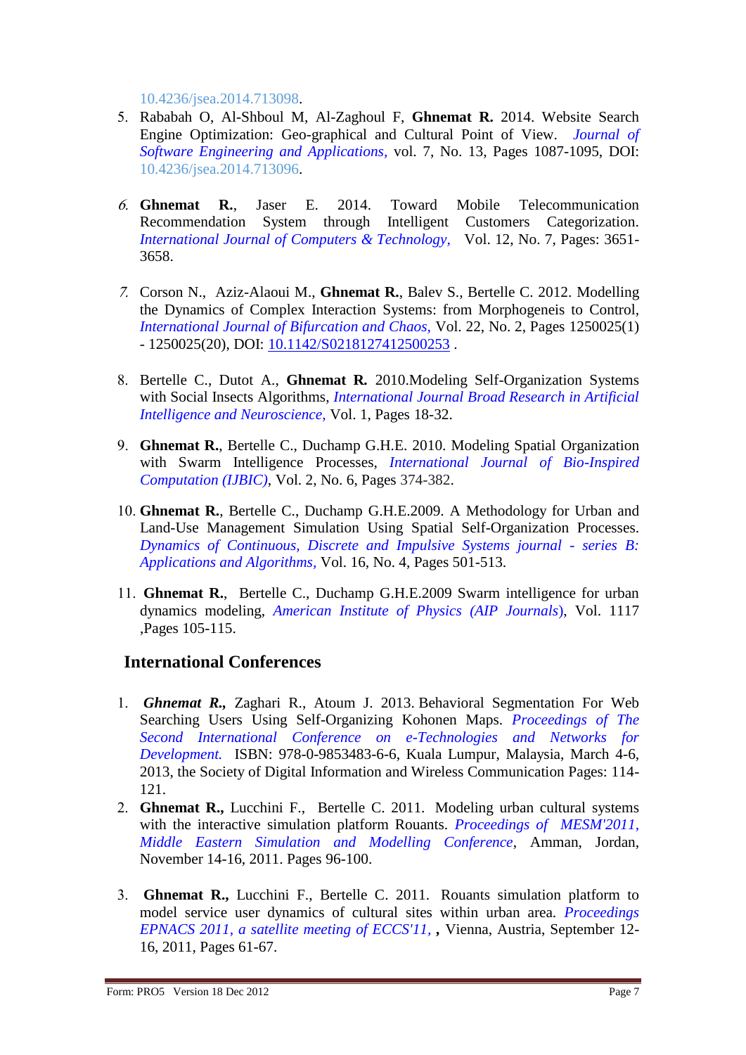10.4236/jsea.2014.713098.

5. Rababah O, Al-Shboul M, Al-Zaghoul F, **Ghnemat R.** 2014. Website Search Engine Optimization: Geo-graphical and Cultural Point of View. *Journal of Software Engineering and Applications,* vol. 7, No. 13, Pages 1087-1095, DOI: 10.4236/jsea.2014.713096.

6. **Ghnemat R.**, Jaser E. 2014. Toward Mobile Telecommunication Recommendation System through Intelligent Customers Categorization. *International Journal of Computers & Technology,* Vol. 12, No. 7, Pages: 3651-3658.

7. Corson N., Aziz-Alaoui M., **Ghnemat R.**, Balev S., Bertelle C. 2012. Modelling the Dynamics of Complex Interaction Systems: from Morphogeneis to Control, *International Journal of Bifurcation and Chaos,* Vol. 22, No. 2, Pages 1250025(1) - 1250025(20), DOI: 10.1142/S0218127412500253 .

8. Bertelle C., Dutot A., **Ghnemat R.** 2010.Modeling Self-Organization Systems with Social Insects Algorithms, *International Journal Broad Research in Artificial Intelligence and Neuroscience,* Vol. 1, Pages 18-32.

9. **Ghnemat R.**, Bertelle C., Duchamp G.H.E. 2010. Modeling Spatial Organization with Swarm Intelligence Processes, *International Journal of Bio-Inspired Computation (IJBIC)*, Vol. 2, No. 6, Pages 374-382.

10. **Ghnemat R.**, Bertelle C., Duchamp G.H.E.2009. A Methodology for Urban and Land-Use Management Simulation Using Spatial Self-Organization Processes. *Dynamics of Continuous, Discrete and Impulsive Systems journal - series B: Applications and Algorithms,* Vol. 16, No. 4, Pages 501-513.

11. **Ghnemat R.**, Bertelle C., Duchamp G.H.E.2009 Swarm intelligence for urban dynamics modeling, *American Institute of Physics (AIP Journals)*, Vol. 1117 ,Pages 105-115.

## International Conferences

1. ***Ghnemat R.,*** Zaghari R., Atoum J. 2013. Behavioral Segmentation For Web Searching Users Using Self-Organizing Kohonen Maps. *Proceedings of The Second International Conference on e-Technologies and Networks for Development.* ISBN: 978-0-9853483-6-6, Kuala Lumpur, Malaysia, March 4-6, 2013, the Society of Digital Information and Wireless Communication Pages: 114-121.
2. **Ghnemat R.,** Lucchini F., Bertelle C. 2011. Modeling urban cultural systems with the interactive simulation platform Rouants. *Proceedings of MESM'2011, Middle Eastern Simulation and Modelling Conference*, Amman, Jordan, November 14-16, 2011. Pages 96-100.

3. **Ghnemat R.,** Lucchini F., Bertelle C. 2011. Rouants simulation platform to model service user dynamics of cultural sites within urban area. *Proceedings EPNACS 2011, a satellite meeting of ECCS'11,* **,** Vienna, Austria, September 12-16, 2011, Pages 61-67.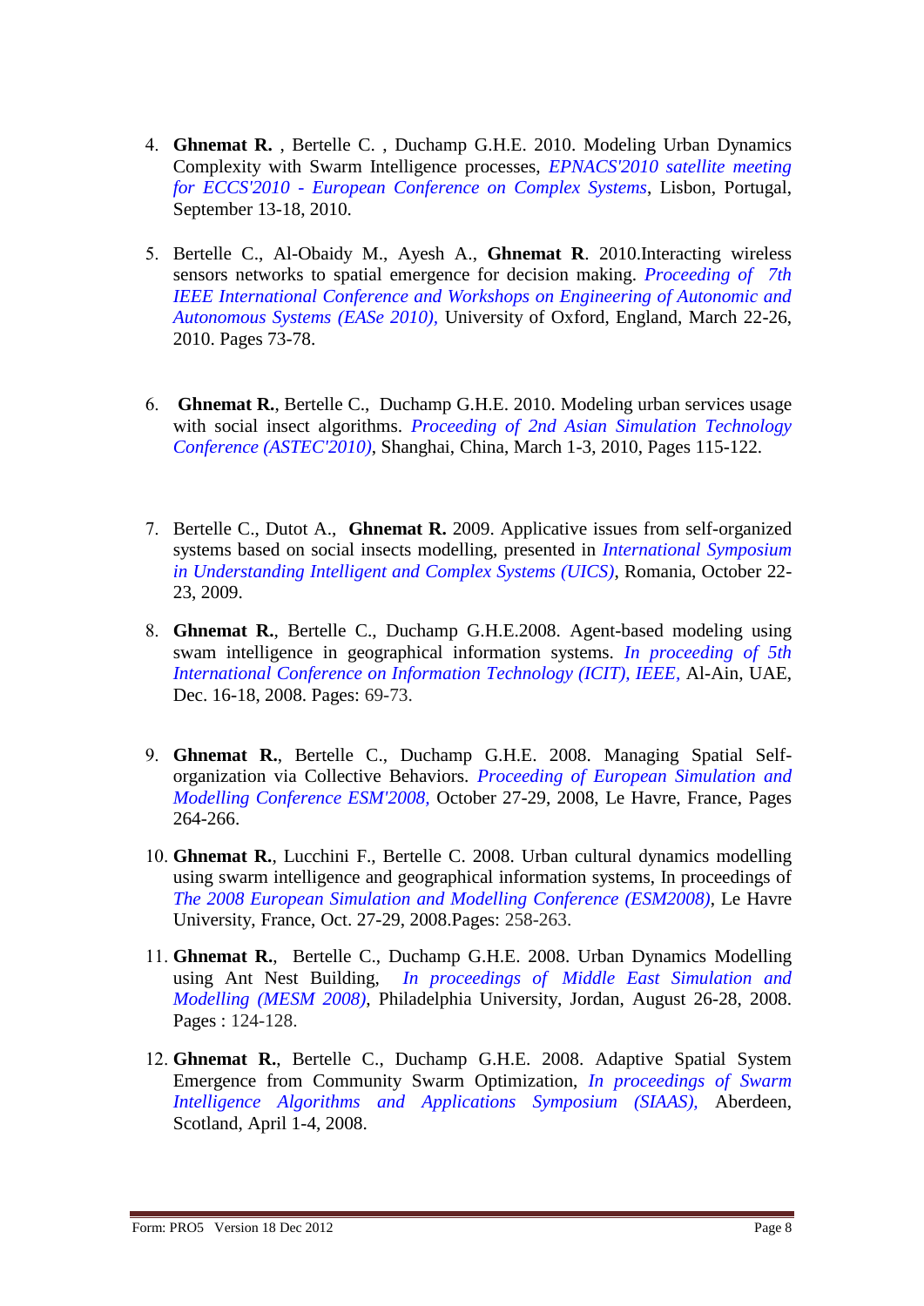4. **Ghnemat R.** , Bertelle C. , Duchamp G.H.E. 2010. Modeling Urban Dynamics Complexity with Swarm Intelligence processes, *EPNACS'2010 satellite meeting for ECCS'2010 - European Conference on Complex Systems*, Lisbon, Portugal, September 13-18, 2010.

5. Bertelle C., Al-Obaidy M., Ayesh A., **Ghnemat R**. 2010.Interacting wireless sensors networks to spatial emergence for decision making. *Proceeding of 7th IEEE International Conference and Workshops on Engineering of Autonomic and Autonomous Systems (EASe 2010),* University of Oxford, England, March 22-26, 2010. Pages 73-78.

6. **Ghnemat R.**, Bertelle C., Duchamp G.H.E. 2010. Modeling urban services usage with social insect algorithms. *Proceeding of 2nd Asian Simulation Technology Conference (ASTEC'2010)*, Shanghai, China, March 1-3, 2010, Pages 115-122.

7. Bertelle C., Dutot A., **Ghnemat R.** 2009. Applicative issues from self-organized systems based on social insects modelling, presented in *International Symposium in Understanding Intelligent and Complex Systems (UICS)*, Romania, October 22-23, 2009.

8. **Ghnemat R.**, Bertelle C., Duchamp G.H.E.2008. Agent-based modeling using swam intelligence in geographical information systems. *In proceeding of 5th International Conference on Information Technology (ICIT), IEEE,* Al-Ain, UAE, Dec. 16-18, 2008. Pages: 69-73.

9. **Ghnemat R.**, Bertelle C., Duchamp G.H.E. 2008. Managing Spatial Self-organization via Collective Behaviors. *Proceeding of European Simulation and Modelling Conference ESM'2008,* October 27-29, 2008, Le Havre, France, Pages 264-266.

10. **Ghnemat R.**, Lucchini F., Bertelle C. 2008. Urban cultural dynamics modelling using swarm intelligence and geographical information systems, In proceedings of *The 2008 European Simulation and Modelling Conference (ESM2008)*, Le Havre University, France, Oct. 27-29, 2008.Pages: 258-263.

11. **Ghnemat R.**, Bertelle C., Duchamp G.H.E. 2008. Urban Dynamics Modelling using Ant Nest Building, *In proceedings of Middle East Simulation and Modelling (MESM 2008)*, Philadelphia University, Jordan, August 26-28, 2008. Pages : 124-128.

12. **Ghnemat R.**, Bertelle C., Duchamp G.H.E. 2008. Adaptive Spatial System Emergence from Community Swarm Optimization, *In proceedings of Swarm Intelligence Algorithms and Applications Symposium (SIAAS),* Aberdeen, Scotland, April 1-4, 2008.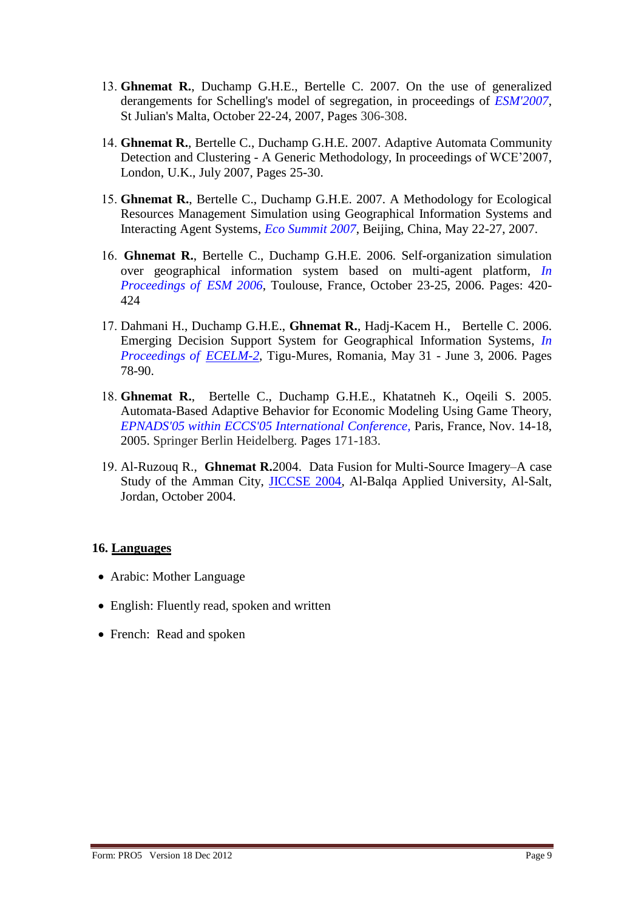13. **Ghnemat R.**, Duchamp G.H.E., Bertelle C. 2007. On the use of generalized derangements for Schelling's model of segregation, in proceedings of *ESM'2007*, St Julian's Malta, October 22-24, 2007, Pages 306-308.

14. **Ghnemat R.**, Bertelle C., Duchamp G.H.E. 2007. Adaptive Automata Community Detection and Clustering - A Generic Methodology, In proceedings of WCE'2007, London, U.K., July 2007, Pages 25-30.

15. **Ghnemat R.**, Bertelle C., Duchamp G.H.E. 2007. A Methodology for Ecological Resources Management Simulation using Geographical Information Systems and Interacting Agent Systems, *Eco Summit 2007*, Beijing, China, May 22-27, 2007.

16. **Ghnemat R.**, Bertelle C., Duchamp G.H.E. 2006. Self-organization simulation over geographical information system based on multi-agent platform, *In Proceedings of ESM 2006*, Toulouse, France, October 23-25, 2006. Pages: 420-424

17. Dahmani H., Duchamp G.H.E., **Ghnemat R.**, Hadj-Kacem H., Bertelle C. 2006. Emerging Decision Support System for Geographical Information Systems, *In Proceedings of ECELM-2*, Tigu-Mures, Romania, May 31 - June 3, 2006. Pages 78-90.

18. **Ghnemat R.**, Bertelle C., Duchamp G.H.E., Khatatneh K., Oqeili S. 2005. Automata-Based Adaptive Behavior for Economic Modeling Using Game Theory, *EPNADS'05 within ECCS'05 International Conference,* Paris, France, Nov. 14-18, 2005. Springer Berlin Heidelberg. Pages 171-183.

19. Al-Ruzouq R., **Ghnemat R.**2004. Data Fusion for Multi-Source Imagery–A case Study of the Amman City, JICCSE 2004, Al-Balqa Applied University, Al-Salt, Jordan, October 2004.

## 16. Languages

- Arabic: Mother Language
- English: Fluently read, spoken and written
- French: Read and spoken